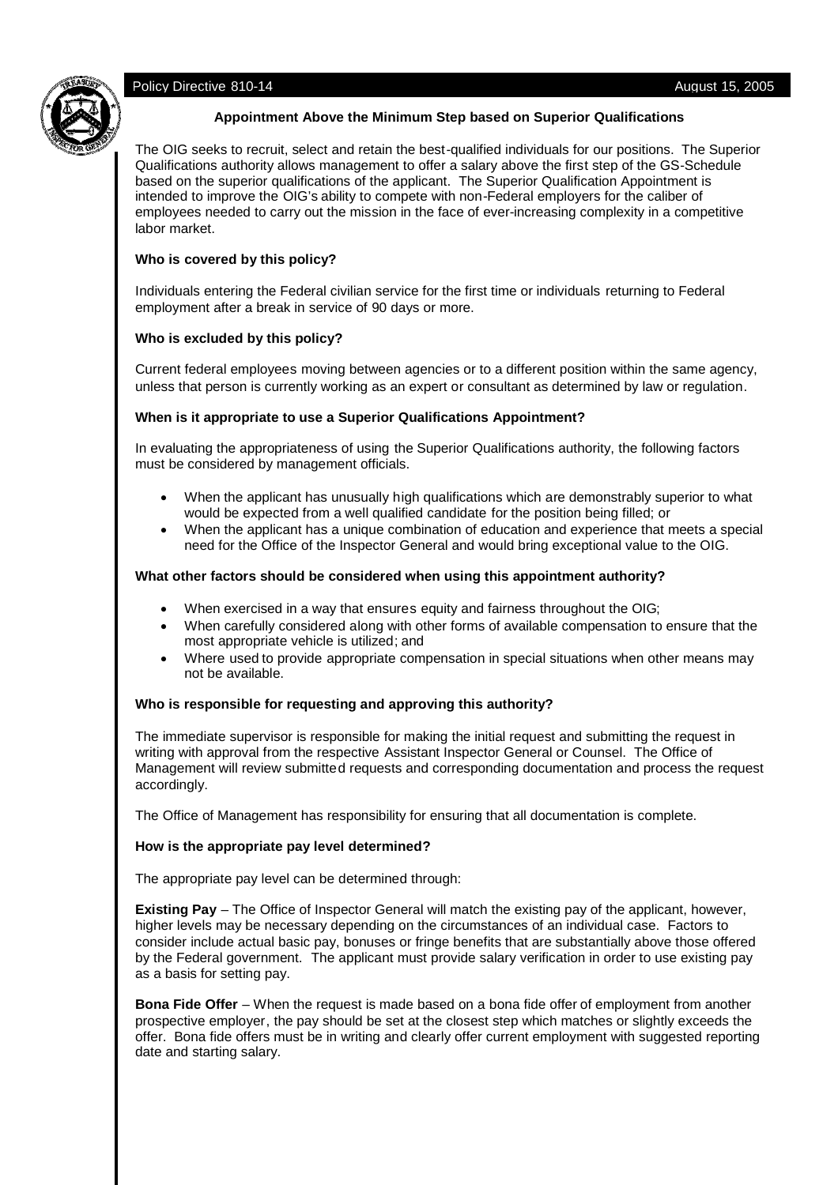Policy Directive 810-14 August 15, 2005

## Appointment Above the Minimum Step based on Superior Qualifications

The OIG seeks to recruit, select and retain the best-qualified individuals for our positions. The Superior Qualifications authority allows management to offer a salary above the first step of the GS-Schedule based on the superior qualifications of the applicant. The Superior Qualification Appointment is intended to improve the OIG's ability to compete with non-Federal employers for the caliber of employees needed to carry out the mission in the face of ever-increasing complexity in a competitive labor market.

### Who is covered by this policy?

Individuals entering the Federal civilian service for the first time or individuals returning to Federal employment after a break in service of 90 days or more.

### Who is excluded by this policy?

Current federal employees moving between agencies or to a different position within the same agency, unless that person is currently working as an expert or consultant as determined by law or regulation.

### When is it appropriate to use a Superior Qualifications Appointment?

In evaluating the appropriateness of using the Superior Qualifications authority, the following factors must be considered by management officials.

- When the applicant has unusually high qualifications which are demonstrably superior to what would be expected from a well qualified candidate for the position being filled; or
- When the applicant has a unique combination of education and experience that meets a special need for the Office of the Inspector General and would bring exceptional value to the OIG.

### What other factors should be considered when using this appointment authority?

- When exercised in a way that ensures equity and fairness throughout the OIG;
- When carefully considered along with other forms of available compensation to ensure that the most appropriate vehicle is utilized; and
- Where used to provide appropriate compensation in special situations when other means may not be available.

### Who is responsible for requesting and approving this authority?

The immediate supervisor is responsible for making the initial request and submitting the request in writing with approval from the respective Assistant Inspector General or Counsel. The Office of Management will review submitted requests and corresponding documentation and process the request accordingly.

The Office of Management has responsibility for ensuring that all documentation is complete.

### How is the appropriate pay level determined?

The appropriate pay level can be determined through:

**Existing Pay** – The Office of Inspector General will match the existing pay of the applicant, however, higher levels may be necessary depending on the circumstances of an individual case. Factors to consider include actual basic pay, bonuses or fringe benefits that are substantially above those offered by the Federal government. The applicant must provide salary verification in order to use existing pay as a basis for setting pay.

**Bona Fide Offer** – When the request is made based on a bona fide offer of employment from another prospective employer, the pay should be set at the closest step which matches or slightly exceeds the offer. Bona fide offers must be in writing and clearly offer current employment with suggested reporting date and starting salary.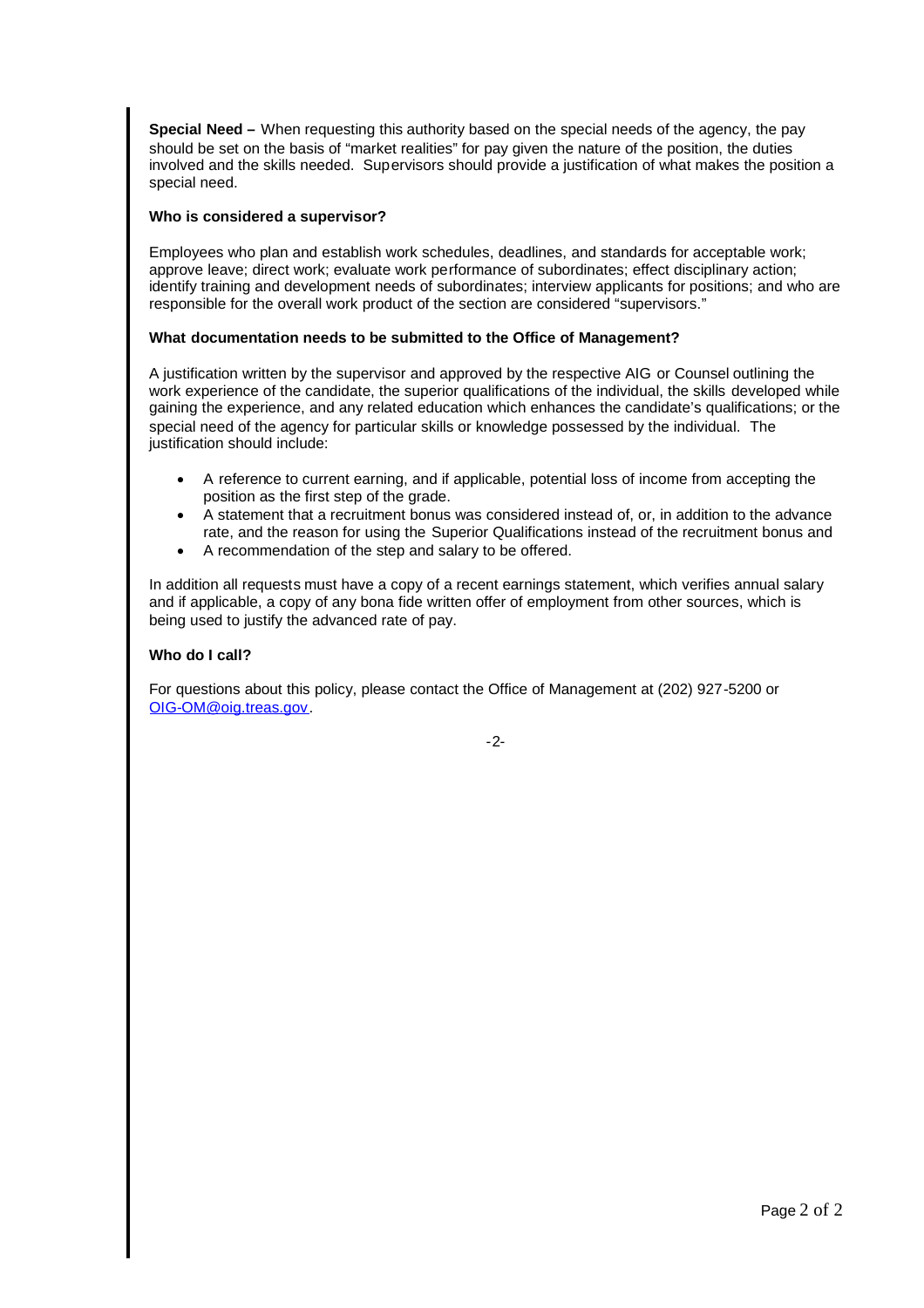**Special Need –** When requesting this authority based on the special needs of the agency, the pay should be set on the basis of "market realities" for pay given the nature of the position, the duties involved and the skills needed. Supervisors should provide a justification of what makes the position a special need.

**Who is considered a supervisor?**

Employees who plan and establish work schedules, deadlines, and standards for acceptable work; approve leave; direct work; evaluate work performance of subordinates; effect disciplinary action; identify training and development needs of subordinates; interview applicants for positions; and who are responsible for the overall work product of the section are considered "supervisors."

**What documentation needs to be submitted to the Office of Management?**

A justification written by the supervisor and approved by the respective AIG or Counsel outlining the work experience of the candidate, the superior qualifications of the individual, the skills developed while gaining the experience, and any related education which enhances the candidate's qualifications; or the special need of the agency for particular skills or knowledge possessed by the individual. The justification should include:

- A reference to current earning, and if applicable, potential loss of income from accepting the position as the first step of the grade.
- A statement that a recruitment bonus was considered instead of, or, in addition to the advance rate, and the reason for using the Superior Qualifications instead of the recruitment bonus and
- A recommendation of the step and salary to be offered.

In addition all requests must have a copy of a recent earnings statement, which verifies annual salary and if applicable, a copy of any bona fide written offer of employment from other sources, which is being used to justify the advanced rate of pay.

**Who do I call?**

For questions about this policy, please contact the Office of Management at (202) 927-5200 or OIG-OM@oig.treas.gov.